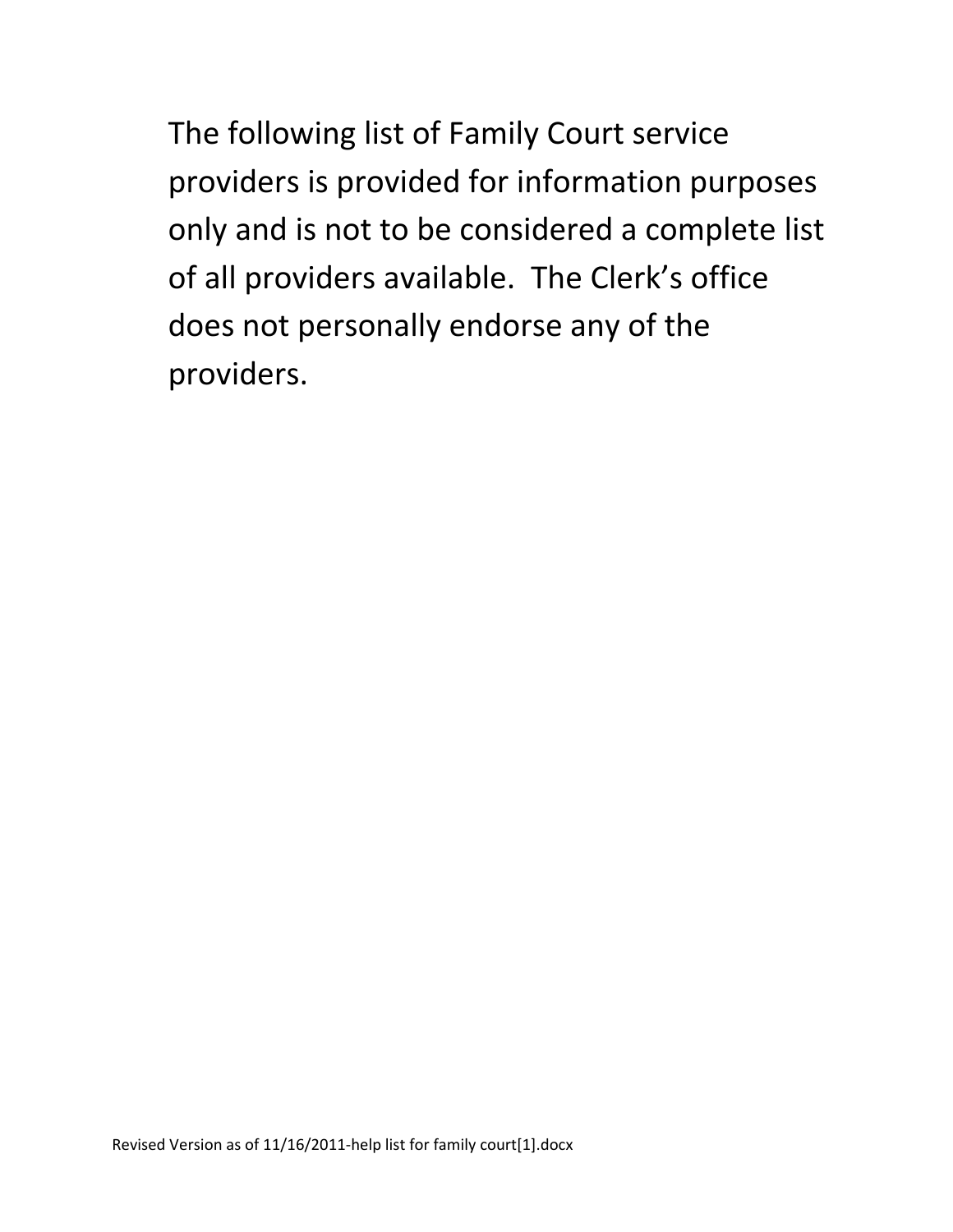The following list of Family Court service providers is provided for information purposes only and is not to be considered a complete list of all providers available. The Clerk's office does not personally endorse any of the providers.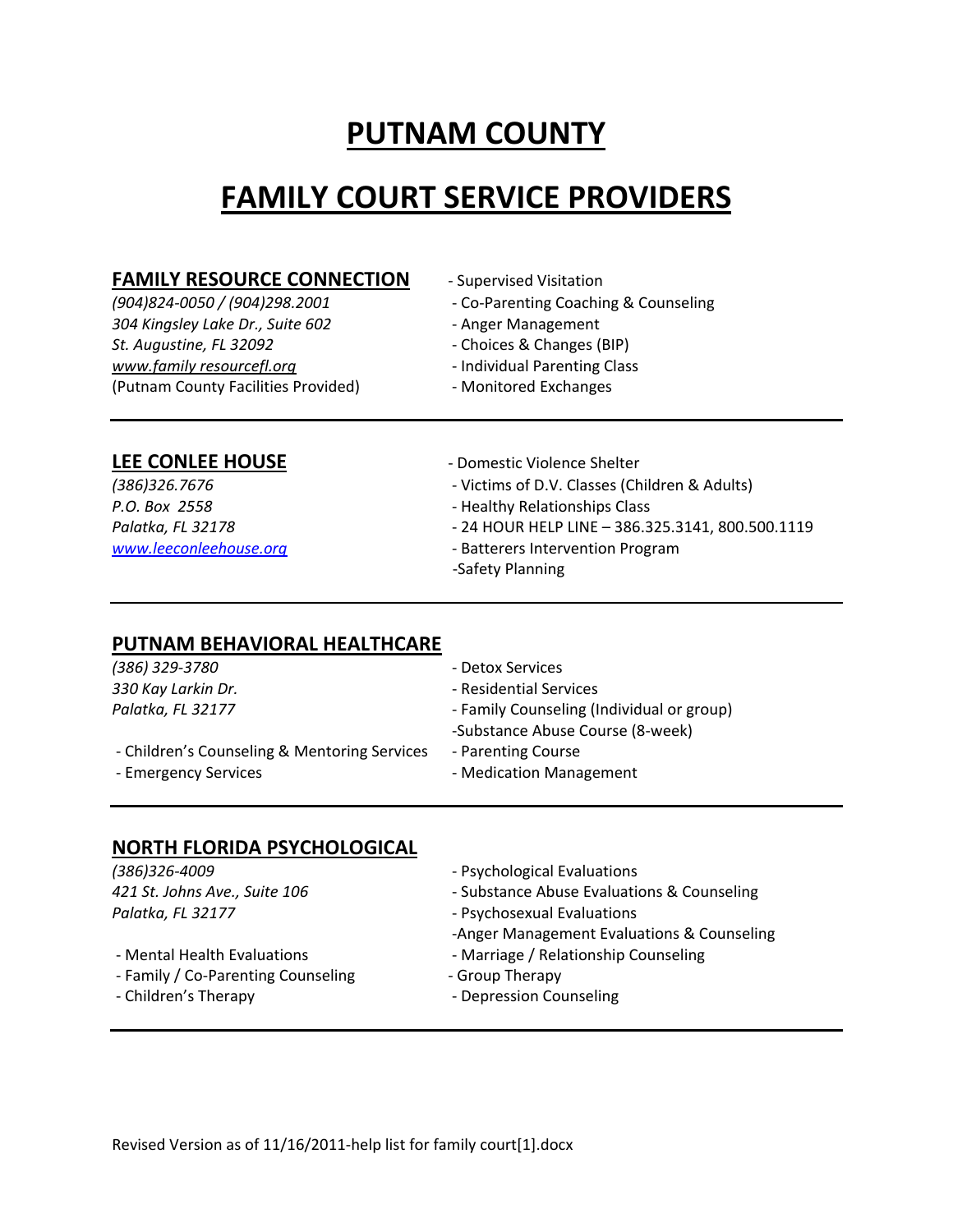# PUTNAM COUNTY

# FAMILY COURT SERVICE PROVIDERS

## FAMILY RESOURCE CONNECTION

*(904)824-0050 / (904)298.2001*
*304 Kingsley Lake Dr., Suite 602*
*St. Augustine, FL 32092*
*www.family resourcefl.org*
(Putnam County Facilities Provided)

- Supervised Visitation
- Co-Parenting Coaching & Counseling
- Anger Management
- Choices & Changes (BIP)
- Individual Parenting Class
- Monitored Exchanges

---

## LEE CONLEE HOUSE

*(386)326.7676*
*P.O. Box 2558*
*Palatka, FL 32178*
*www.leeconleehouse.org*

- Domestic Violence Shelter
- Victims of D.V. Classes (Children & Adults)
- Healthy Relationships Class
- 24 HOUR HELP LINE – 386.325.3141, 800.500.1119
- Batterers Intervention Program
- Safety Planning

---

## PUTNAM BEHAVIORAL HEALTHCARE

*(386) 329-3780*
*330 Kay Larkin Dr.*
*Palatka, FL 32177*

- Detox Services
- Residential Services
- Family Counseling (Individual or group)
- Substance Abuse Course (8-week)
- Children's Counseling & Mentoring Services
- Parenting Course
- Emergency Services
- Medication Management

---

## NORTH FLORIDA PSYCHOLOGICAL

*(386)326-4009*
*421 St. Johns Ave., Suite 106*
*Palatka, FL 32177*

- Psychological Evaluations
- Substance Abuse Evaluations & Counseling
- Psychosexual Evaluations
- Anger Management Evaluations & Counseling
- Mental Health Evaluations
- Marriage / Relationship Counseling
- Family / Co-Parenting Counseling
- Group Therapy
- Children's Therapy
- Depression Counseling

---

Revised Version as of 11/16/2011-help list for family court[1].docx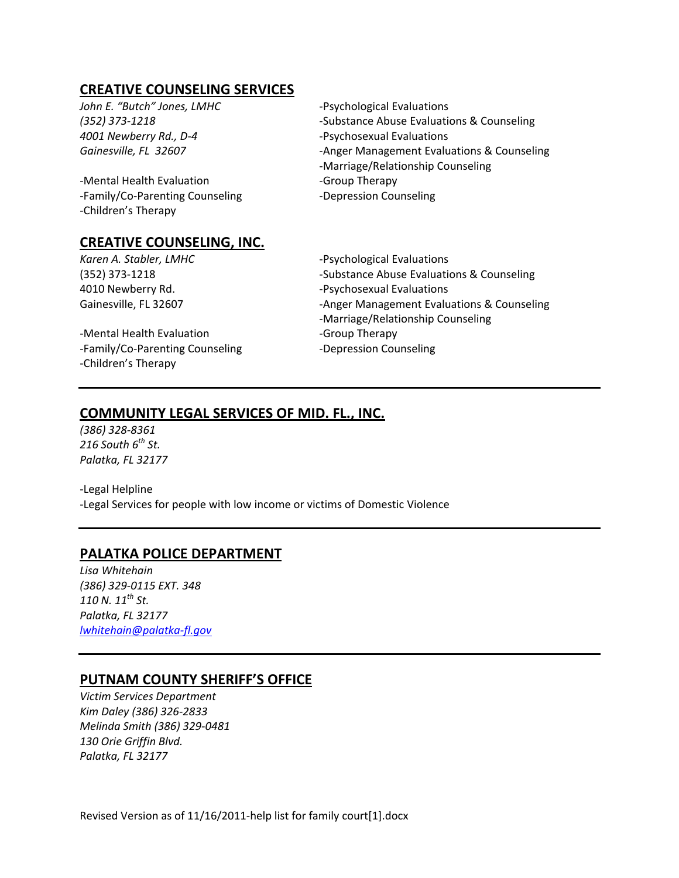## CREATIVE COUNSELING SERVICES

*John E. "Butch" Jones, LMHC*
*(352) 373-1218*
*4001 Newberry Rd., D-4*
*Gainesville, FL 32607*

-Mental Health Evaluation
-Family/Co-Parenting Counseling
-Children's Therapy
-Psychological Evaluations
-Substance Abuse Evaluations & Counseling
-Psychosexual Evaluations
-Anger Management Evaluations & Counseling
-Marriage/Relationship Counseling
-Group Therapy
-Depression Counseling

## CREATIVE COUNSELING, INC.

*Karen A. Stabler, LMHC*
(352) 373-1218
4010 Newberry Rd.
Gainesville, FL 32607

-Mental Health Evaluation
-Family/Co-Parenting Counseling
-Children's Therapy
-Psychological Evaluations
-Substance Abuse Evaluations & Counseling
-Psychosexual Evaluations
-Anger Management Evaluations & Counseling
-Marriage/Relationship Counseling
-Group Therapy
-Depression Counseling

---

## COMMUNITY LEGAL SERVICES OF MID. FL., INC.

*(386) 328-8361*
*216 South 6th St.*
*Palatka, FL 32177*

-Legal Helpline
-Legal Services for people with low income or victims of Domestic Violence

---

## PALATKA POLICE DEPARTMENT

*Lisa Whitehain*
*(386) 329-0115 EXT. 348*
*110 N. 11th St.*
*Palatka, FL 32177*
*lwhitehain@palatka-fl.gov*

---

## PUTNAM COUNTY SHERIFF'S OFFICE

*Victim Services Department*
*Kim Daley (386) 326-2833*
*Melinda Smith (386) 329-0481*
*130 Orie Griffin Blvd.*
*Palatka, FL 32177*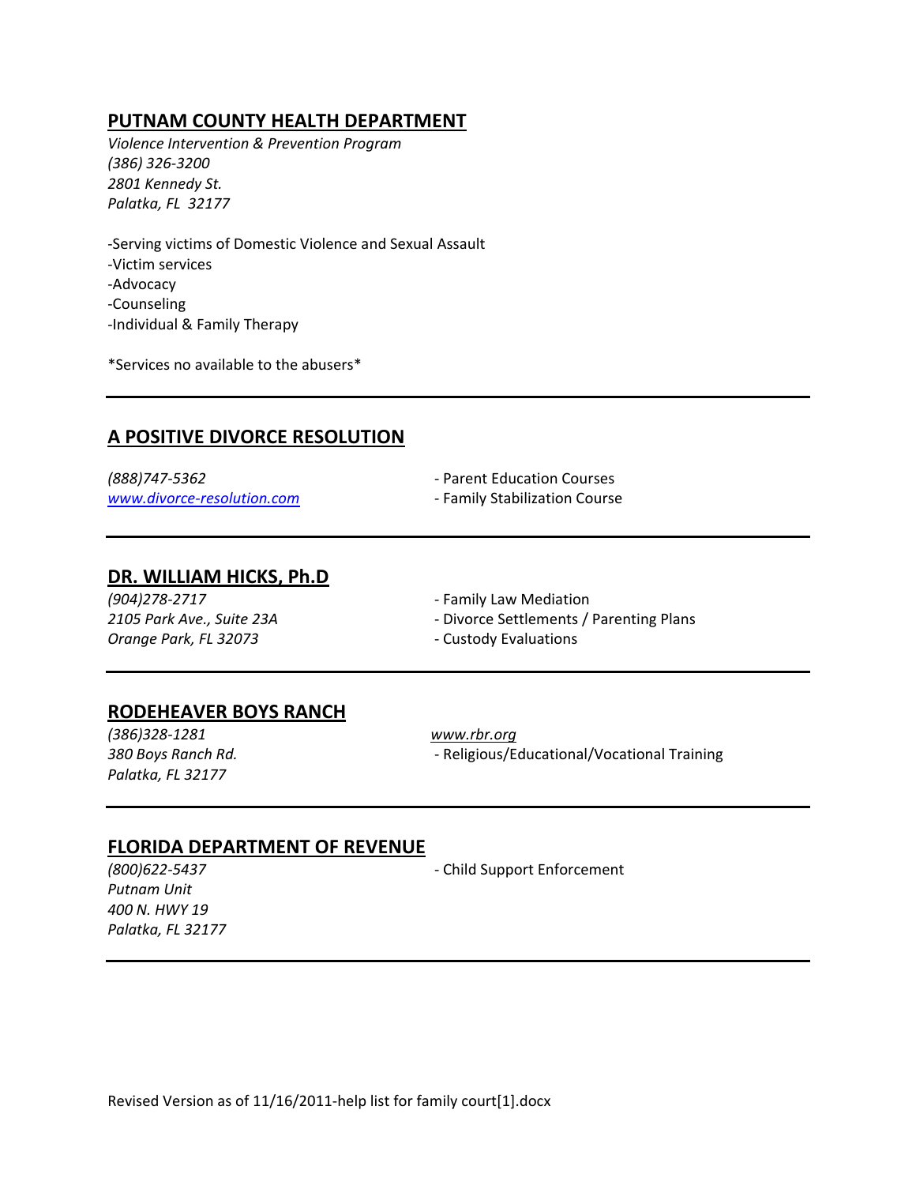## PUTNAM COUNTY HEALTH DEPARTMENT

*Violence Intervention & Prevention Program*
*(386) 326-3200*
*2801 Kennedy St.*
*Palatka, FL  32177*

-Serving victims of Domestic Violence and Sexual Assault
-Victim services
-Advocacy
-Counseling
-Individual & Family Therapy

*Services no available to the abusers*

---

## A POSITIVE DIVORCE RESOLUTION

*(888)747-5362*
*www.divorce-resolution.com*

- Parent Education Courses
- Family Stabilization Course

---

## DR. WILLIAM HICKS, Ph.D

*(904)278-2717*
*2105 Park Ave., Suite 23A*
*Orange Park, FL 32073*

- Family Law Mediation
- Divorce Settlements / Parenting Plans
- Custody Evaluations

---

## RODEHEAVER BOYS RANCH

*(386)328-1281*
*380 Boys Ranch Rd.*
*Palatka, FL 32177*

*www.rbr.org*

- Religious/Educational/Vocational Training

---

## FLORIDA DEPARTMENT OF REVENUE

*(800)622-5437*
*Putnam Unit*
*400 N. HWY 19*
*Palatka, FL 32177*

- Child Support Enforcement

---

Revised Version as of 11/16/2011-help list for family court[1].docx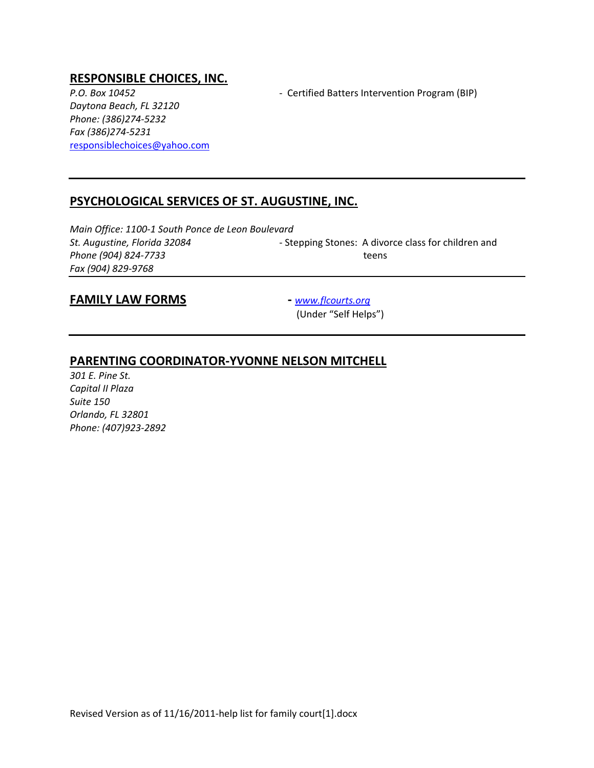**RESPONSIBLE CHOICES, INC.**

*P.O. Box 10452*
*Daytona Beach, FL 32120*
*Phone: (386)274-5232*
*Fax (386)274-5231*
responsiblechoices@yahoo.com

- Certified Batters Intervention Program (BIP)

---

**PSYCHOLOGICAL SERVICES OF ST. AUGUSTINE, INC.**

*Main Office: 1100-1 South Ponce de Leon Boulevard*
*St. Augustine, Florida 32084*
*Phone (904) 824-7733*
*Fax (904) 829-9768*

- Stepping Stones: A divorce class for children and teens

---

**FAMILY LAW FORMS**

- *www.flcourts.org* (Under "Self Helps")

---

**PARENTING COORDINATOR-YVONNE NELSON MITCHELL**

*301 E. Pine St.*
*Capital II Plaza*
*Suite 150*
*Orlando, FL 32801*
*Phone: (407)923-2892*